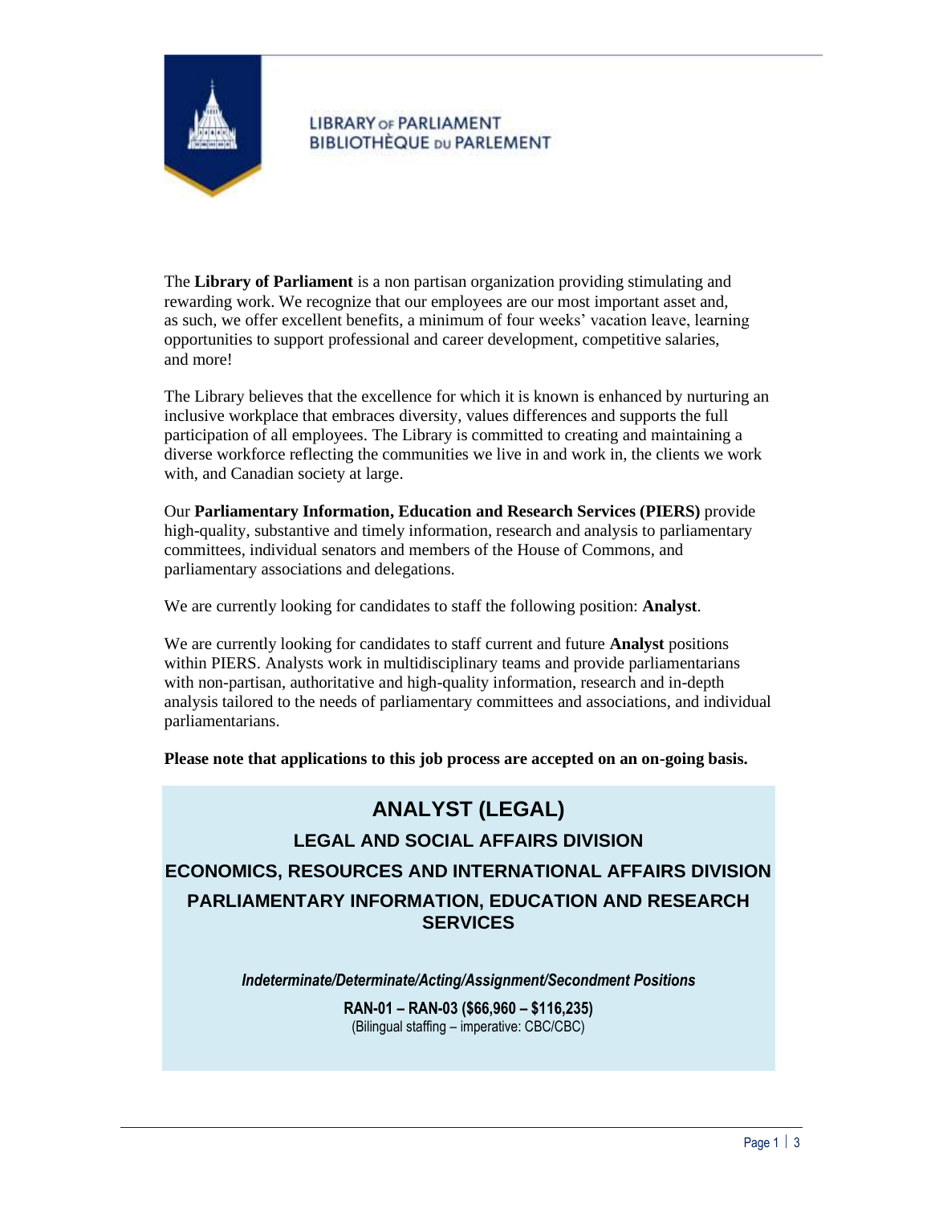LIBRARY OF PARLIAMENT
BIBLIOTHÈQUE DU PARLEMENT

The **Library of Parliament** is a non partisan organization providing stimulating and rewarding work. We recognize that our employees are our most important asset and, as such, we offer excellent benefits, a minimum of four weeks' vacation leave, learning opportunities to support professional and career development, competitive salaries, and more!

The Library believes that the excellence for which it is known is enhanced by nurturing an inclusive workplace that embraces diversity, values differences and supports the full participation of all employees. The Library is committed to creating and maintaining a diverse workforce reflecting the communities we live in and work in, the clients we work with, and Canadian society at large.

Our **Parliamentary Information, Education and Research Services (PIERS)** provide high-quality, substantive and timely information, research and analysis to parliamentary committees, individual senators and members of the House of Commons, and parliamentary associations and delegations.

We are currently looking for candidates to staff the following position: **Analyst**.

We are currently looking for candidates to staff current and future **Analyst** positions within PIERS. Analysts work in multidisciplinary teams and provide parliamentarians with non-partisan, authoritative and high-quality information, research and in-depth analysis tailored to the needs of parliamentary committees and associations, and individual parliamentarians.

**Please note that applications to this job process are accepted on an on-going basis.**

# ANALYST (LEGAL)

## LEGAL AND SOCIAL AFFAIRS DIVISION

## ECONOMICS, RESOURCES AND INTERNATIONAL AFFAIRS DIVISION

## PARLIAMENTARY INFORMATION, EDUCATION AND RESEARCH SERVICES

***Indeterminate/Determinate/Acting/Assignment/Secondment Positions***

**RAN-01 – RAN-03 ($66,960 – $116,235)**
(Bilingual staffing – imperative: CBC/CBC)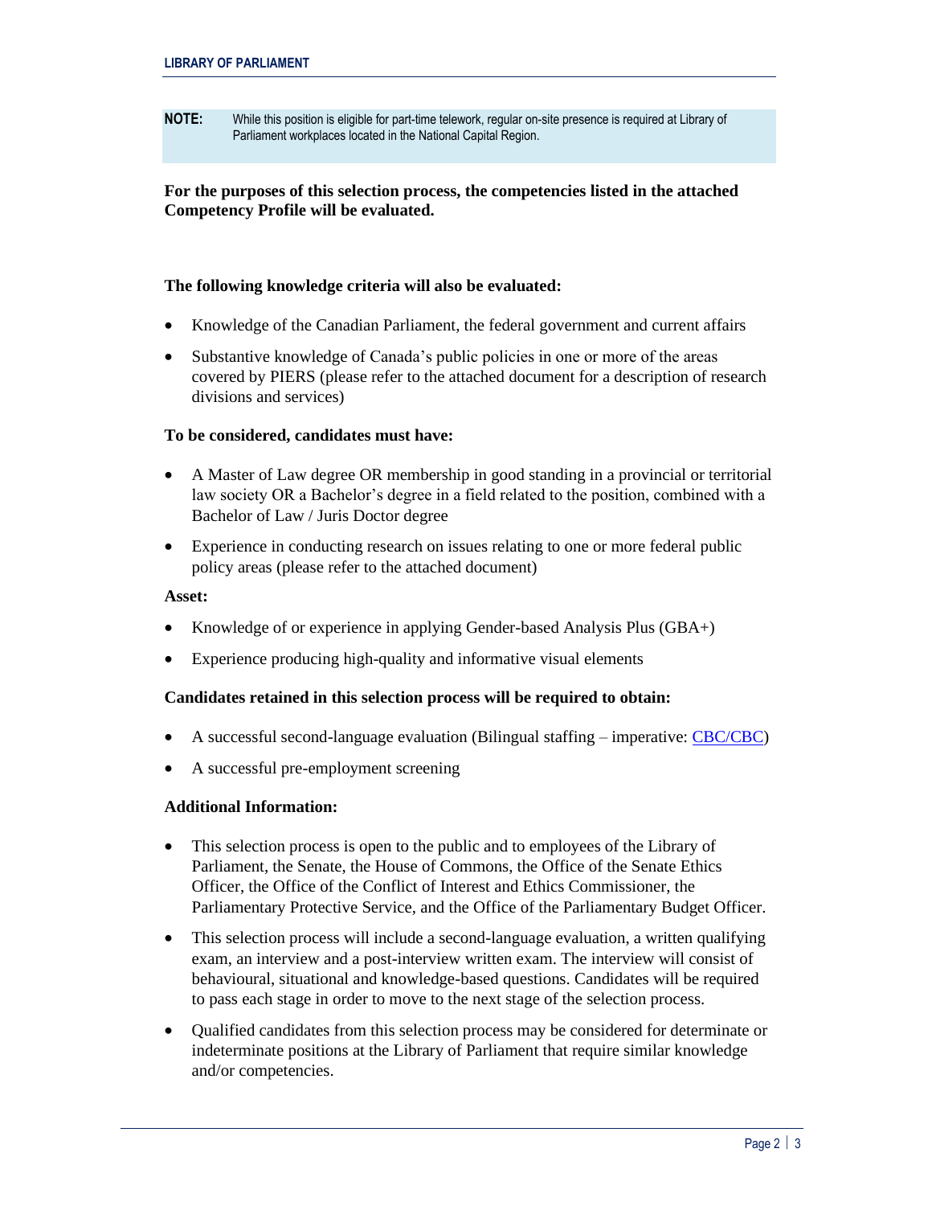**NOTE:** While this position is eligible for part-time telework, regular on-site presence is required at Library of Parliament workplaces located in the National Capital Region.

**For the purposes of this selection process, the competencies listed in the attached Competency Profile will be evaluated.**

**The following knowledge criteria will also be evaluated:**

- Knowledge of the Canadian Parliament, the federal government and current affairs
- Substantive knowledge of Canada's public policies in one or more of the areas covered by PIERS (please refer to the attached document for a description of research divisions and services)

**To be considered, candidates must have:**

- A Master of Law degree OR membership in good standing in a provincial or territorial law society OR a Bachelor's degree in a field related to the position, combined with a Bachelor of Law / Juris Doctor degree
- Experience in conducting research on issues relating to one or more federal public policy areas (please refer to the attached document)

**Asset:**

- Knowledge of or experience in applying Gender-based Analysis Plus (GBA+)
- Experience producing high-quality and informative visual elements

**Candidates retained in this selection process will be required to obtain:**

- A successful second-language evaluation (Bilingual staffing – imperative: CBC/CBC)
- A successful pre-employment screening

**Additional Information:**

- This selection process is open to the public and to employees of the Library of Parliament, the Senate, the House of Commons, the Office of the Senate Ethics Officer, the Office of the Conflict of Interest and Ethics Commissioner, the Parliamentary Protective Service, and the Office of the Parliamentary Budget Officer.
- This selection process will include a second-language evaluation, a written qualifying exam, an interview and a post-interview written exam. The interview will consist of behavioural, situational and knowledge-based questions. Candidates will be required to pass each stage in order to move to the next stage of the selection process.
- Qualified candidates from this selection process may be considered for determinate or indeterminate positions at the Library of Parliament that require similar knowledge and/or competencies.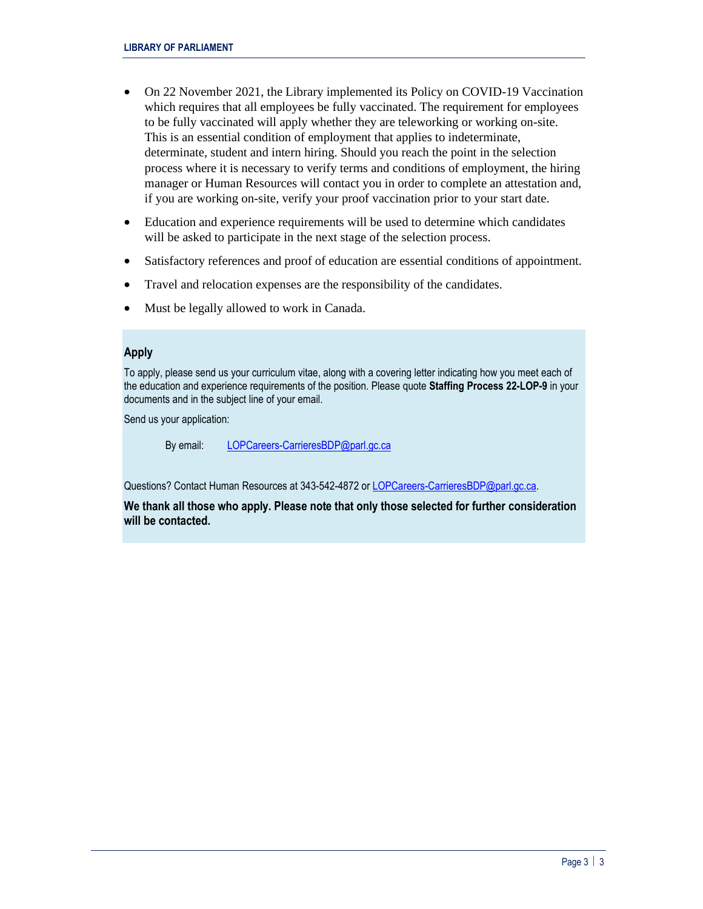- On 22 November 2021, the Library implemented its Policy on COVID-19 Vaccination which requires that all employees be fully vaccinated. The requirement for employees to be fully vaccinated will apply whether they are teleworking or working on-site. This is an essential condition of employment that applies to indeterminate, determinate, student and intern hiring. Should you reach the point in the selection process where it is necessary to verify terms and conditions of employment, the hiring manager or Human Resources will contact you in order to complete an attestation and, if you are working on-site, verify your proof vaccination prior to your start date.
- Education and experience requirements will be used to determine which candidates will be asked to participate in the next stage of the selection process.
- Satisfactory references and proof of education are essential conditions of appointment.
- Travel and relocation expenses are the responsibility of the candidates.
- Must be legally allowed to work in Canada.

## Apply

To apply, please send us your curriculum vitae, along with a covering letter indicating how you meet each of the education and experience requirements of the position. Please quote **Staffing Process 22-LOP-9** in your documents and in the subject line of your email.

Send us your application:

By email: LOPCareers-CarrieresBDP@parl.gc.ca

Questions? Contact Human Resources at 343-542-4872 or LOPCareers-CarrieresBDP@parl.gc.ca.

**We thank all those who apply. Please note that only those selected for further consideration will be contacted.**